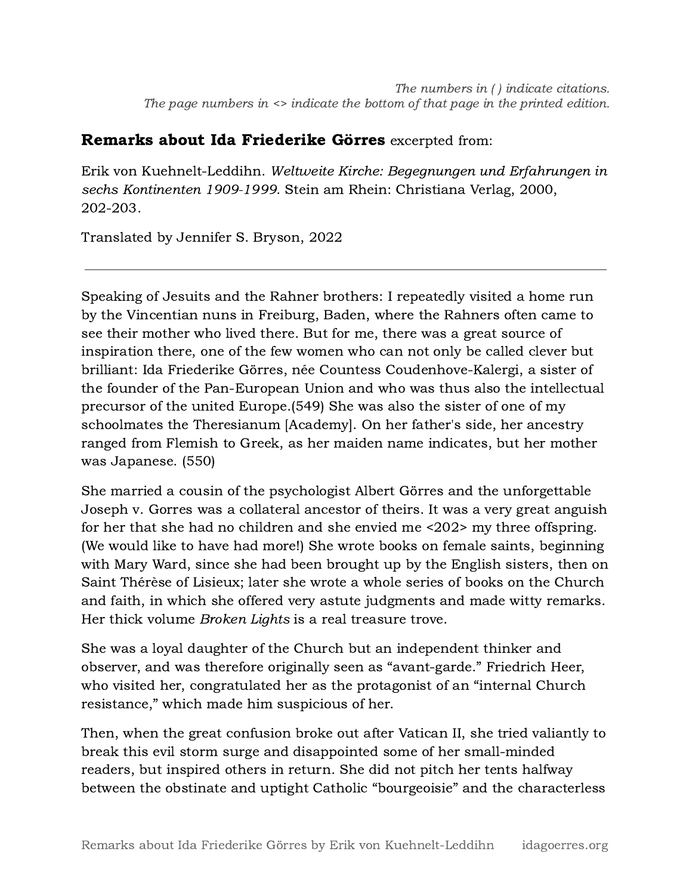*The numbers in ( ) indicate citations.*
*The page numbers in <> indicate the bottom of that page in the printed edition.*

**Remarks about Ida Friederike Görres** excerpted from:

Erik von Kuehnelt-Leddihn. *Weltweite Kirche: Begegnungen und Erfahrungen in sechs Kontinenten 1909-1999*. Stein am Rhein: Christiana Verlag, 2000, 202-203.

Translated by Jennifer S. Bryson, 2022

---

Speaking of Jesuits and the Rahner brothers: I repeatedly visited a home run by the Vincentian nuns in Freiburg, Baden, where the Rahners often came to see their mother who lived there. But for me, there was a great source of inspiration there, one of the few women who can not only be called clever but brilliant: Ida Friederike Görres, née Countess Coudenhove-Kalergi, a sister of the founder of the Pan-European Union and who was thus also the intellectual precursor of the united Europe.(549) She was also the sister of one of my schoolmates the Theresianum [Academy]. On her father's side, her ancestry ranged from Flemish to Greek, as her maiden name indicates, but her mother was Japanese. (550)

She married a cousin of the psychologist Albert Görres and the unforgettable Joseph v. Gorres was a collateral ancestor of theirs. It was a very great anguish for her that she had no children and she envied me <202> my three offspring. (We would like to have had more!) She wrote books on female saints, beginning with Mary Ward, since she had been brought up by the English sisters, then on Saint Thérèse of Lisieux; later she wrote a whole series of books on the Church and faith, in which she offered very astute judgments and made witty remarks. Her thick volume *Broken Lights* is a real treasure trove.

She was a loyal daughter of the Church but an independent thinker and observer, and was therefore originally seen as "avant-garde." Friedrich Heer, who visited her, congratulated her as the protagonist of an "internal Church resistance," which made him suspicious of her.

Then, when the great confusion broke out after Vatican II, she tried valiantly to break this evil storm surge and disappointed some of her small-minded readers, but inspired others in return. She did not pitch her tents halfway between the obstinate and uptight Catholic "bourgeoisie" and the characterless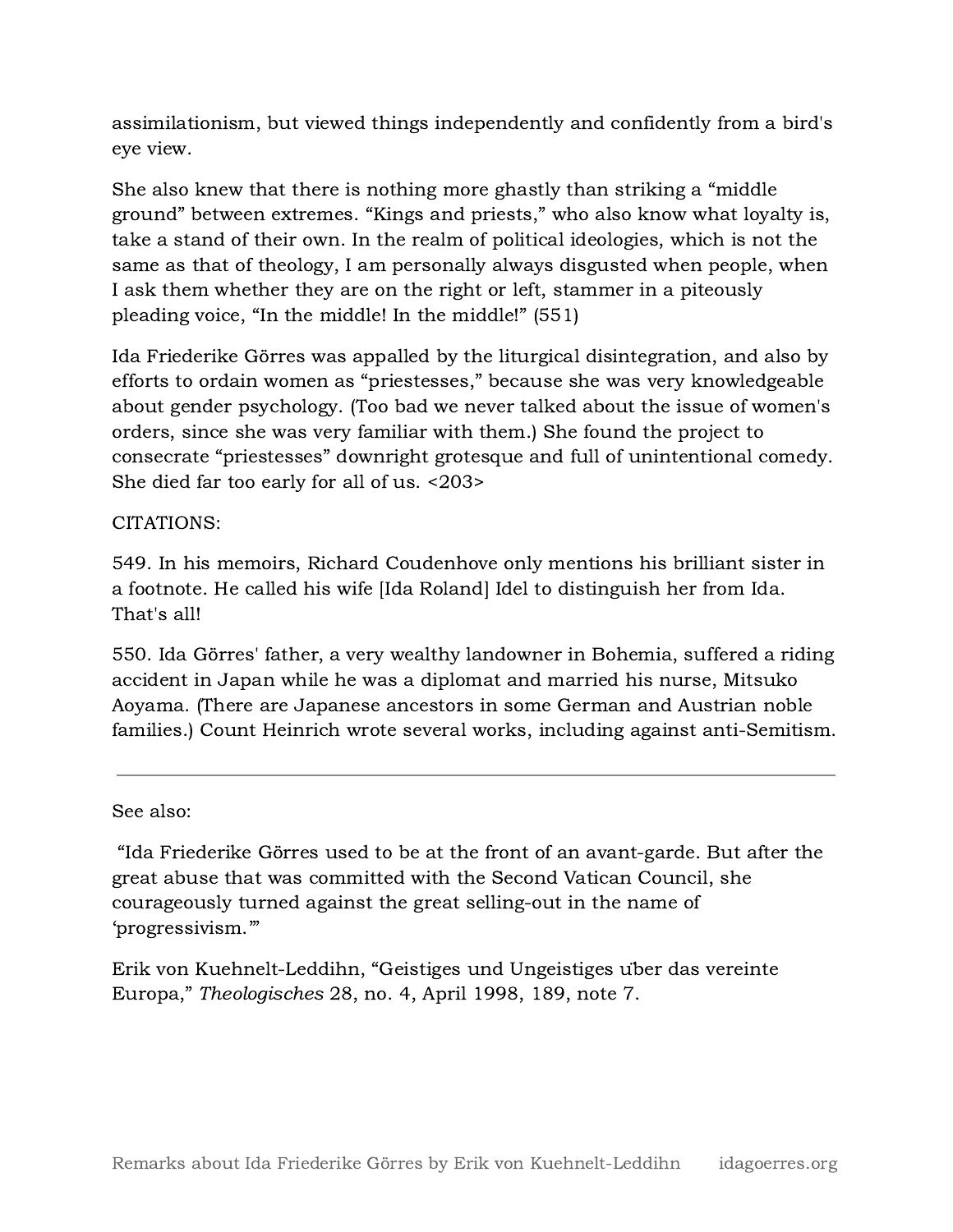assimilationism, but viewed things independently and confidently from a bird's eye view.

She also knew that there is nothing more ghastly than striking a "middle ground" between extremes. "Kings and priests," who also know what loyalty is, take a stand of their own. In the realm of political ideologies, which is not the same as that of theology, I am personally always disgusted when people, when I ask them whether they are on the right or left, stammer in a piteously pleading voice, "In the middle! In the middle!" (551)

Ida Friederike Görres was appalled by the liturgical disintegration, and also by efforts to ordain women as "priestesses," because she was very knowledgeable about gender psychology. (Too bad we never talked about the issue of women's orders, since she was very familiar with them.) She found the project to consecrate "priestesses" downright grotesque and full of unintentional comedy. She died far too early for all of us. <203>

CITATIONS:

549. In his memoirs, Richard Coudenhove only mentions his brilliant sister in a footnote. He called his wife [Ida Roland] Idel to distinguish her from Ida. That's all!

550. Ida Görres' father, a very wealthy landowner in Bohemia, suffered a riding accident in Japan while he was a diplomat and married his nurse, Mitsuko Aoyama. (There are Japanese ancestors in some German and Austrian noble families.) Count Heinrich wrote several works, including against anti-Semitism.

---

See also:

"Ida Friederike Görres used to be at the front of an avant-garde. But after the great abuse that was committed with the Second Vatican Council, she courageously turned against the great selling-out in the name of 'progressivism.'"

Erik von Kuehnelt-Leddihn, "Geistiges und Ungeistiges über das vereinte Europa," *Theologisches* 28, no. 4, April 1998, 189, note 7.